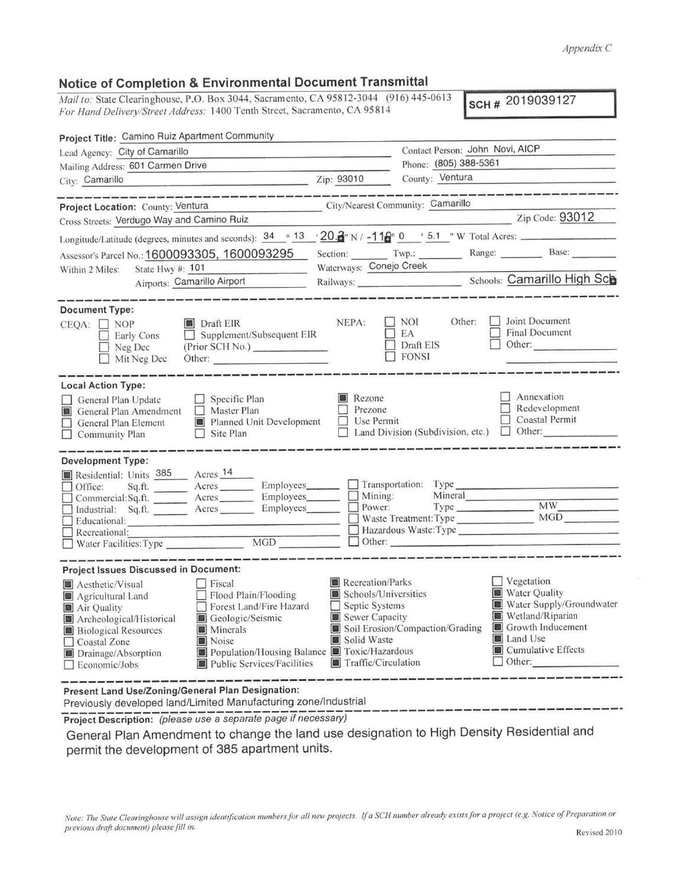*Appendix C*

## Notice of Completion & Environmental Document Transmittal

*Mail to:* State Clearinghouse, P.O. Box 3044, Sacramento, CA 95812-3044 (916) 445-0613
*For Hand Delivery/Street Address:* 1400 Tenth Street, Sacramento, CA 95814

**SCH #** 2019039127

**Project Title:** Camino Ruiz Apartment Community

Lead Agency: City of Camarillo
Contact Person: John Novi, AICP
Mailing Address: 601 Carmen Drive
Phone: (805) 388-5361
City: Camarillo
Zip: 93010
County: Ventura

---

**Project Location:** County: Ventura
City/Nearest Community: Camarillo
Cross Streets: Verdugo Way and Camino Ruiz
Zip Code: 93012

Longitude/Latitude (degrees, minutes and seconds): 34 ° 13 ′ 20.8 ″ N / -119 ° 0 ′ 5.1 ″ W Total Acres: ______

Assessor's Parcel No.: 1600093305, 1600093295
Section: ______ Twp.: ______ Range: ______ Base: ______

Within 2 Miles: State Hwy #: 101
Waterways: Conejo Creek
Airports: Camarillo Airport
Railways: ______
Schools: Camarillo High Sch

---

**Document Type:**

CEQA:
- ☐ NOP
- ☐ Early Cons
- ☐ Neg Dec
- ☐ Mit Neg Dec
- ■ Draft EIR
- ☐ Supplement/Subsequent EIR (Prior SCH No.) ______
- Other: ______

NEPA:
- ☐ NOI
- ☐ EA
- ☐ Draft EIS
- ☐ FONSI

Other:
- ☐ Joint Document
- ☐ Final Document
- ☐ Other: ______

---

**Local Action Type:**

- ☐ General Plan Update
- ■ General Plan Amendment
- ☐ General Plan Element
- ☐ Community Plan
- ☐ Specific Plan
- ☐ Master Plan
- ■ Planned Unit Development
- ☐ Site Plan
- ■ Rezone
- ☐ Prezone
- ☐ Use Permit
- ☐ Land Division (Subdivision, etc.)
- ☐ Annexation
- ☐ Redevelopment
- ☐ Coastal Permit
- ☐ Other: ______

---

**Development Type:**

- ■ Residential: Units 385 Acres 14
- ☐ Office: Sq.ft. ______ Acres ______ Employees ______
- ☐ Commercial: Sq.ft. ______ Acres ______ Employees ______
- ☐ Industrial: Sq.ft. ______ Acres ______ Employees ______
- ☐ Educational: ______
- ☐ Recreational: ______
- ☐ Water Facilities: Type ______ MGD ______
- ☐ Transportation: Type ______
- ☐ Mining: Mineral ______
- ☐ Power: Type ______ MW ______
- ☐ Waste Treatment: Type ______ MGD ______
- ☐ Hazardous Waste: Type ______
- ☐ Other: ______

---

**Project Issues Discussed in Document:**

- ■ Aesthetic/Visual
- ■ Agricultural Land
- ■ Air Quality
- ■ Archeological/Historical
- ■ Biological Resources
- ☐ Coastal Zone
- ■ Drainage/Absorption
- ☐ Economic/Jobs
- ☐ Fiscal
- ☐ Flood Plain/Flooding
- ☐ Forest Land/Fire Hazard
- ■ Geologic/Seismic
- ■ Minerals
- ■ Noise
- ■ Population/Housing Balance
- ■ Public Services/Facilities
- ■ Recreation/Parks
- ■ Schools/Universities
- ☐ Septic Systems
- ■ Sewer Capacity
- ■ Soil Erosion/Compaction/Grading
- ■ Solid Waste
- ■ Toxic/Hazardous
- ■ Traffic/Circulation
- ☐ Vegetation
- ■ Water Quality
- ■ Water Supply/Groundwater
- ■ Wetland/Riparian
- ■ Growth Inducement
- ■ Land Use
- ■ Cumulative Effects
- ☐ Other: ______

---

**Present Land Use/Zoning/General Plan Designation:**
Previously developed land/Limited Manufacturing zone/Industrial

**Project Description:** *(please use a separate page if necessary)*

General Plan Amendment to change the land use designation to High Density Residential and permit the development of 385 apartment units.

*Note: The State Clearinghouse will assign identification numbers for all new projects. If a SCH number already exists for a project (e.g. Notice of Preparation or previous draft document) please fill in.*

Revised 2010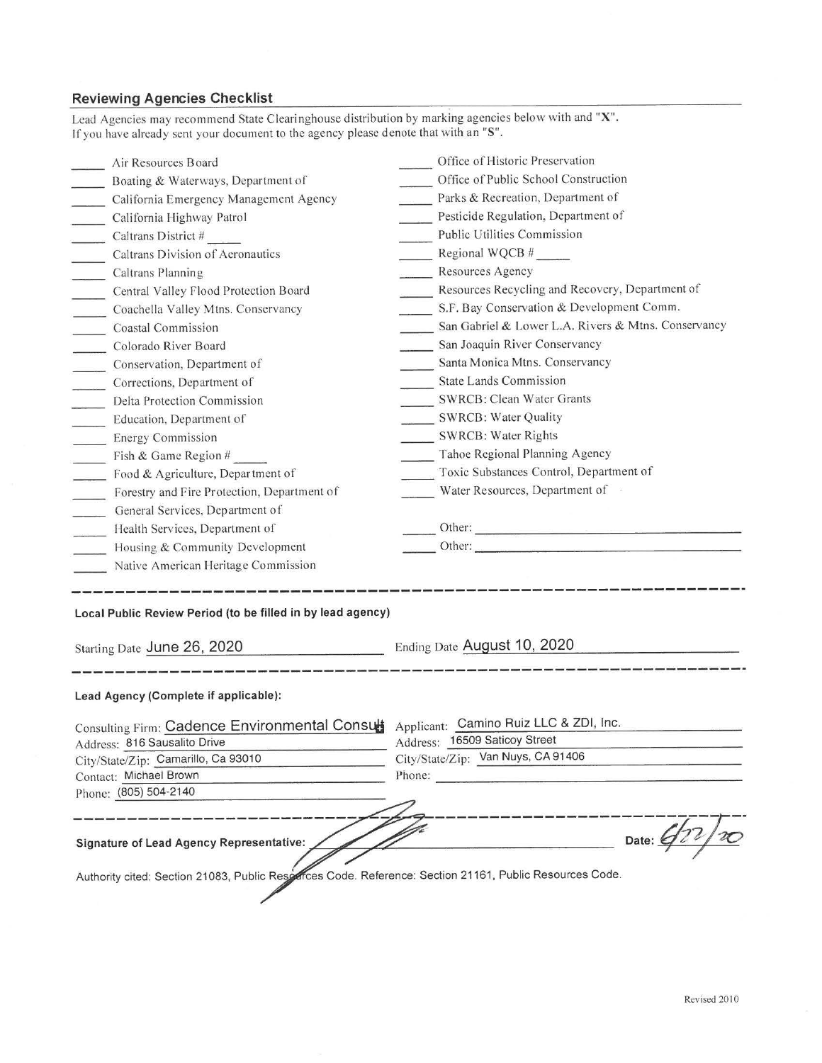## Reviewing Agencies Checklist

Lead Agencies may recommend State Clearinghouse distribution by marking agencies below with and "X".
If you have already sent your document to the agency please denote that with an "S".

- _____ Air Resources Board
- _____ Boating & Waterways, Department of
- _____ California Emergency Management Agency
- _____ California Highway Patrol
- _____ Caltrans District # _____
- _____ Caltrans Division of Aeronautics
- _____ Caltrans Planning
- _____ Central Valley Flood Protection Board
- _____ Coachella Valley Mtns. Conservancy
- _____ Coastal Commission
- _____ Colorado River Board
- _____ Conservation, Department of
- _____ Corrections, Department of
- _____ Delta Protection Commission
- _____ Education, Department of
- _____ Energy Commission
- _____ Fish & Game Region # _____
- _____ Food & Agriculture, Department of
- _____ Forestry and Fire Protection, Department of
- _____ General Services, Department of
- _____ Health Services, Department of
- _____ Housing & Community Development
- _____ Native American Heritage Commission
- _____ Office of Historic Preservation
- _____ Office of Public School Construction
- _____ Parks & Recreation, Department of
- _____ Pesticide Regulation, Department of
- _____ Public Utilities Commission
- _____ Regional WQCB # _____
- _____ Resources Agency
- _____ Resources Recycling and Recovery, Department of
- _____ S.F. Bay Conservation & Development Comm.
- _____ San Gabriel & Lower L.A. Rivers & Mtns. Conservancy
- _____ San Joaquin River Conservancy
- _____ Santa Monica Mtns. Conservancy
- _____ State Lands Commission
- _____ SWRCB: Clean Water Grants
- _____ SWRCB: Water Quality
- _____ SWRCB: Water Rights
- _____ Tahoe Regional Planning Agency
- _____ Toxic Substances Control, Department of
- _____ Water Resources, Department of
- _____ Other: _____________________
- _____ Other: _____________________

---

**Local Public Review Period (to be filled in by lead agency)**

Starting Date June 26, 2020 Ending Date August 10, 2020

---

**Lead Agency (Complete if applicable):**

Consulting Firm: Cadence Environmental Consult
Address: 816 Sausalito Drive
City/State/Zip: Camarillo, Ca 93010
Contact: Michael Brown
Phone: (805) 504-2140

Applicant: Camino Ruiz LLC & ZDI, Inc.
Address: 16509 Saticoy Street
City/State/Zip: Van Nuys, CA 91406
Phone: _____________________

---

**Signature of Lead Agency Representative:** [signature] Date: 6/22/20

Authority cited: Section 21083, Public Resources Code. Reference: Section 21161, Public Resources Code.

Revised 2010